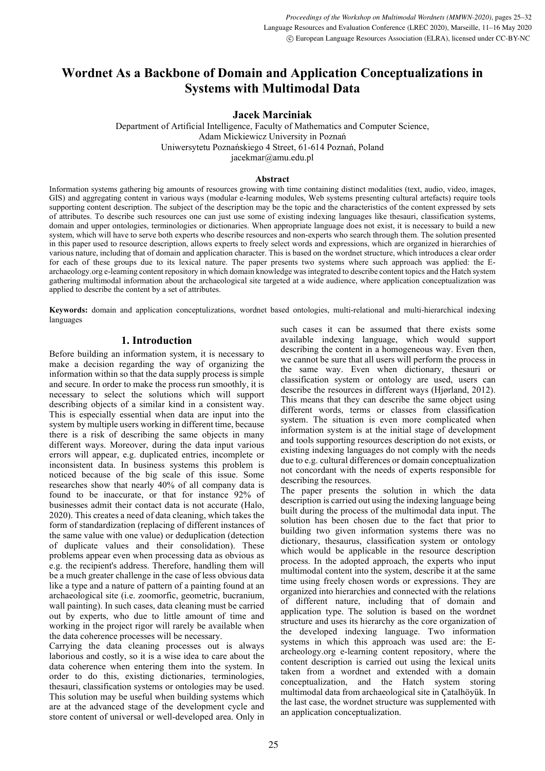# Wordnet As a Backbone of Domain and Application Conceptualizations in Systems with Multimodal Data

**Jacek Marciniak**

Department of Artificial Intelligence, Faculty of Mathematics and Computer Science,
Adam Mickiewicz University in Poznań
Uniwersytetu Poznańskiego 4 Street, 61-614 Poznań, Poland
jacekmar@amu.edu.pl

### Abstract

Information systems gathering big amounts of resources growing with time containing distinct modalities (text, audio, video, images, GIS) and aggregating content in various ways (modular e-learning modules, Web systems presenting cultural artefacts) require tools supporting content description. The subject of the description may be the topic and the characteristics of the content expressed by sets of attributes. To describe such resources one can just use some of existing indexing languages like thesauri, classification systems, domain and upper ontologies, terminologies or dictionaries. When appropriate language does not exist, it is necessary to build a new system, which will have to serve both experts who describe resources and non-experts who search through them. The solution presented in this paper used to resource description, allows experts to freely select words and expressions, which are organized in hierarchies of various nature, including that of domain and application character. This is based on the wordnet structure, which introduces a clear order for each of these groups due to its lexical nature. The paper presents two systems where such approach was applied: the E-archaeology.org e-learning content repository in which domain knowledge was integrated to describe content topics and the Hatch system gathering multimodal information about the archaeological site targeted at a wide audience, where application conceptualization was applied to describe the content by a set of attributes.

**Keywords:** domain and application conceptulizations, wordnet based ontologies, multi-relational and multi-hierarchical indexing languages

## 1. Introduction

Before building an information system, it is necessary to make a decision regarding the way of organizing the information within so that the data supply process is simple and secure. In order to make the process run smoothly, it is necessary to select the solutions which will support describing objects of a similar kind in a consistent way. This is especially essential when data are input into the system by multiple users working in different time, because there is a risk of describing the same objects in many different ways. Moreover, during the data input various errors will appear, e.g. duplicated entries, incomplete or inconsistent data. In business systems this problem is noticed because of the big scale of this issue. Some researches show that nearly 40% of all company data is found to be inaccurate, or that for instance 92% of businesses admit their contact data is not accurate (Halo, 2020). This creates a need of data cleaning, which takes the form of standardization (replacing of different instances of the same value with one value) or deduplication (detection of duplicate values and their consolidation). These problems appear even when processing data as obvious as e.g. the recipient's address. Therefore, handling them will be a much greater challenge in the case of less obvious data like a type and a nature of pattern of a painting found at an archaeological site (i.e. zoomorfic, geometric, bucranium, wall painting). In such cases, data cleaning must be carried out by experts, who due to little amount of time and working in the project rigor will rarely be available when the data coherence processes will be necessary.

Carrying the data cleaning processes out is always laborious and costly, so it is a wise idea to care about the data coherence when entering them into the system. In order to do this, existing dictionaries, terminologies, thesauri, classification systems or ontologies may be used. This solution may be useful when building systems which are at the advanced stage of the development cycle and store content of universal or well-developed area. Only in such cases it can be assumed that there exists some available indexing language, which would support describing the content in a homogeneous way. Even then, we cannot be sure that all users will perform the process in the same way. Even when dictionary, thesauri or classification system or ontology are used, users can describe the resources in different ways (Hjørland, 2012). This means that they can describe the same object using different words, terms or classes from classification system. The situation is even more complicated when information system is at the initial stage of development and tools supporting resources description do not exists, or existing indexing languages do not comply with the needs due to e.g. cultural differences or domain conceptualization not concordant with the needs of experts responsible for describing the resources.

The paper presents the solution in which the data description is carried out using the indexing language being built during the process of the multimodal data input. The solution has been chosen due to the fact that prior to building two given information systems there was no dictionary, thesaurus, classification system or ontology which would be applicable in the resource description process. In the adopted approach, the experts who input multimodal content into the system, describe it at the same time using freely chosen words or expressions. They are organized into hierarchies and connected with the relations of different nature, including that of domain and application type. The solution is based on the wordnet structure and uses its hierarchy as the core organization of the developed indexing language. Two information systems in which this approach was used are: the E-archeology.org e-learning content repository, where the content description is carried out using the lexical units taken from a wordnet and extended with a domain conceptualization, and the Hatch system storing multimodal data from archaeological site in Çatalhöyük. In the last case, the wordnet structure was supplemented with an application conceptualization.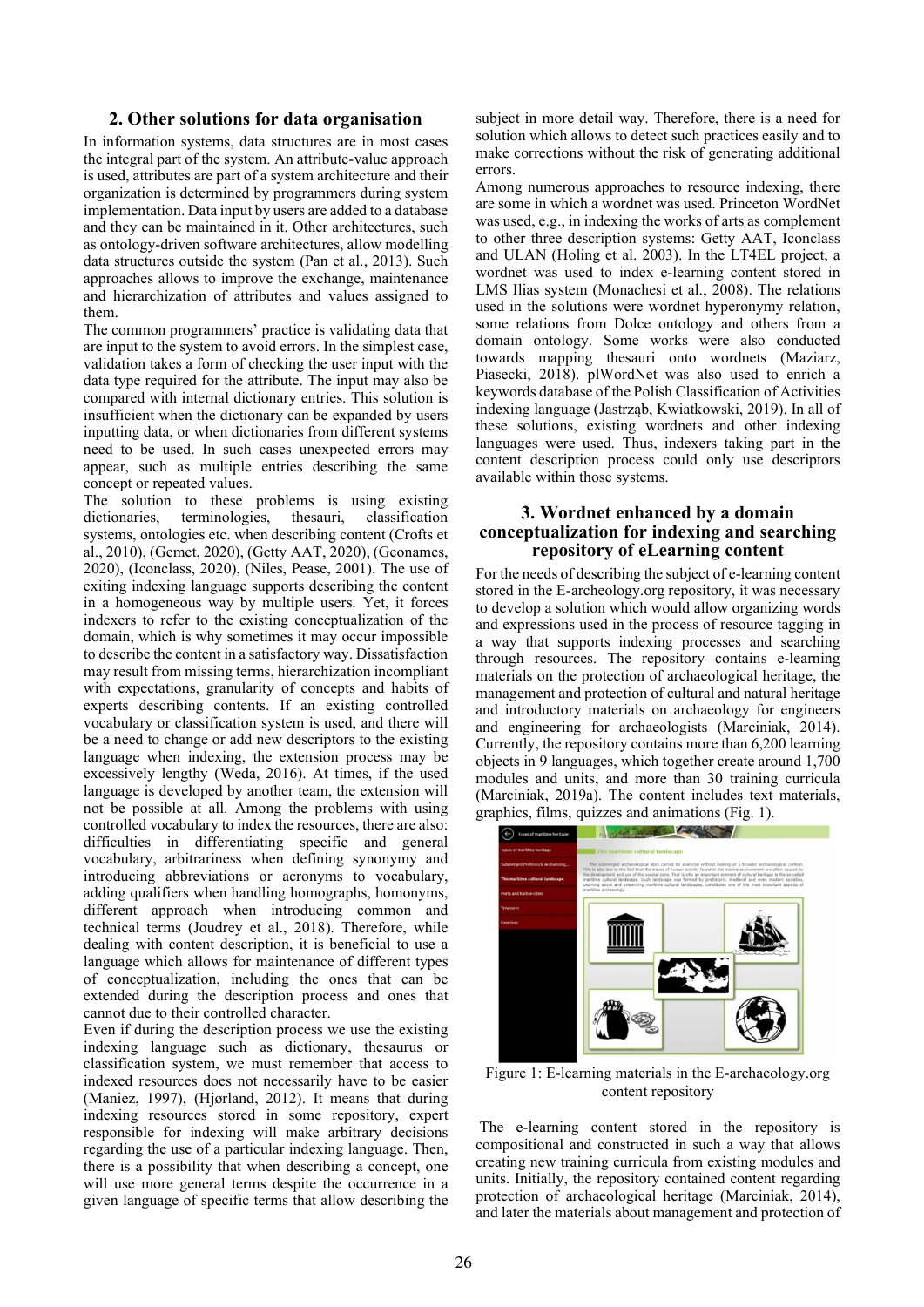## 2. Other solutions for data organisation

In information systems, data structures are in most cases the integral part of the system. An attribute-value approach is used, attributes are part of a system architecture and their organization is determined by programmers during system implementation. Data input by users are added to a database and they can be maintained in it. Other architectures, such as ontology-driven software architectures, allow modelling data structures outside the system (Pan et al., 2013). Such approaches allows to improve the exchange, maintenance and hierarchization of attributes and values assigned to them.

The common programmers' practice is validating data that are input to the system to avoid errors. In the simplest case, validation takes a form of checking the user input with the data type required for the attribute. The input may also be compared with internal dictionary entries. This solution is insufficient when the dictionary can be expanded by users inputting data, or when dictionaries from different systems need to be used. In such cases unexpected errors may appear, such as multiple entries describing the same concept or repeated values.

The solution to these problems is using existing dictionaries, terminologies, thesauri, classification systems, ontologies etc. when describing content (Crofts et al., 2010), (Gemet, 2020), (Getty AAT, 2020), (Geonames, 2020), (Iconclass, 2020), (Niles, Pease, 2001). The use of exiting indexing language supports describing the content in a homogeneous way by multiple users. Yet, it forces indexers to refer to the existing conceptualization of the domain, which is why sometimes it may occur impossible to describe the content in a satisfactory way. Dissatisfaction may result from missing terms, hierarchization incompliant with expectations, granularity of concepts and habits of experts describing contents. If an existing controlled vocabulary or classification system is used, and there will be a need to change or add new descriptors to the existing language when indexing, the extension process may be excessively lengthy (Weda, 2016). At times, if the used language is developed by another team, the extension will not be possible at all. Among the problems with using controlled vocabulary to index the resources, there are also: difficulties in differentiating specific and general vocabulary, arbitrariness when defining synonymy and introducing abbreviations or acronyms to vocabulary, adding qualifiers when handling homographs, homonyms, different approach when introducing common and technical terms (Joudrey et al., 2018). Therefore, while dealing with content description, it is beneficial to use a language which allows for maintenance of different types of conceptualization, including the ones that can be extended during the description process and ones that cannot due to their controlled character.

Even if during the description process we use the existing indexing language such as dictionary, thesaurus or classification system, we must remember that access to indexed resources does not necessarily have to be easier (Maniez, 1997), (Hjørland, 2012). It means that during indexing resources stored in some repository, expert responsible for indexing will make arbitrary decisions regarding the use of a particular indexing language. Then, there is a possibility that when describing a concept, one will use more general terms despite the occurrence in a given language of specific terms that allow describing the subject in more detail way. Therefore, there is a need for solution which allows to detect such practices easily and to make corrections without the risk of generating additional errors.

Among numerous approaches to resource indexing, there are some in which a wordnet was used. Princeton WordNet was used, e.g., in indexing the works of arts as complement to other three description systems: Getty AAT, Iconclass and ULAN (Holing et al. 2003). In the LT4EL project, a wordnet was used to index e-learning content stored in LMS Ilias system (Monachesi et al., 2008). The relations used in the solutions were wordnet hyperonymy relation, some relations from Dolce ontology and others from a domain ontology. Some works were also conducted towards mapping thesauri onto wordnets (Maziarz, Piasecki, 2018). plWordNet was also used to enrich a keywords database of the Polish Classification of Activities indexing language (Jastrząb, Kwiatkowski, 2019). In all of these solutions, existing wordnets and other indexing languages were used. Thus, indexers taking part in the content description process could only use descriptors available within those systems.

## 3. Wordnet enhanced by a domain conceptualization for indexing and searching repository of eLearning content

For the needs of describing the subject of e-learning content stored in the E-archeology.org repository, it was necessary to develop a solution which would allow organizing words and expressions used in the process of resource tagging in a way that supports indexing processes and searching through resources. The repository contains e-learning materials on the protection of archaeological heritage, the management and protection of cultural and natural heritage and introductory materials on archaeology for engineers and engineering for archaeologists (Marciniak, 2014). Currently, the repository contains more than 6,200 learning objects in 9 languages, which together create around 1,700 modules and units, and more than 30 training curricula (Marciniak, 2019a). The content includes text materials, graphics, films, quizzes and animations (Fig. 1).

Figure 1: E-learning materials in the E-archaeology.org content repository

The e-learning content stored in the repository is compositional and constructed in such a way that allows creating new training curricula from existing modules and units. Initially, the repository contained content regarding protection of archaeological heritage (Marciniak, 2014), and later the materials about management and protection of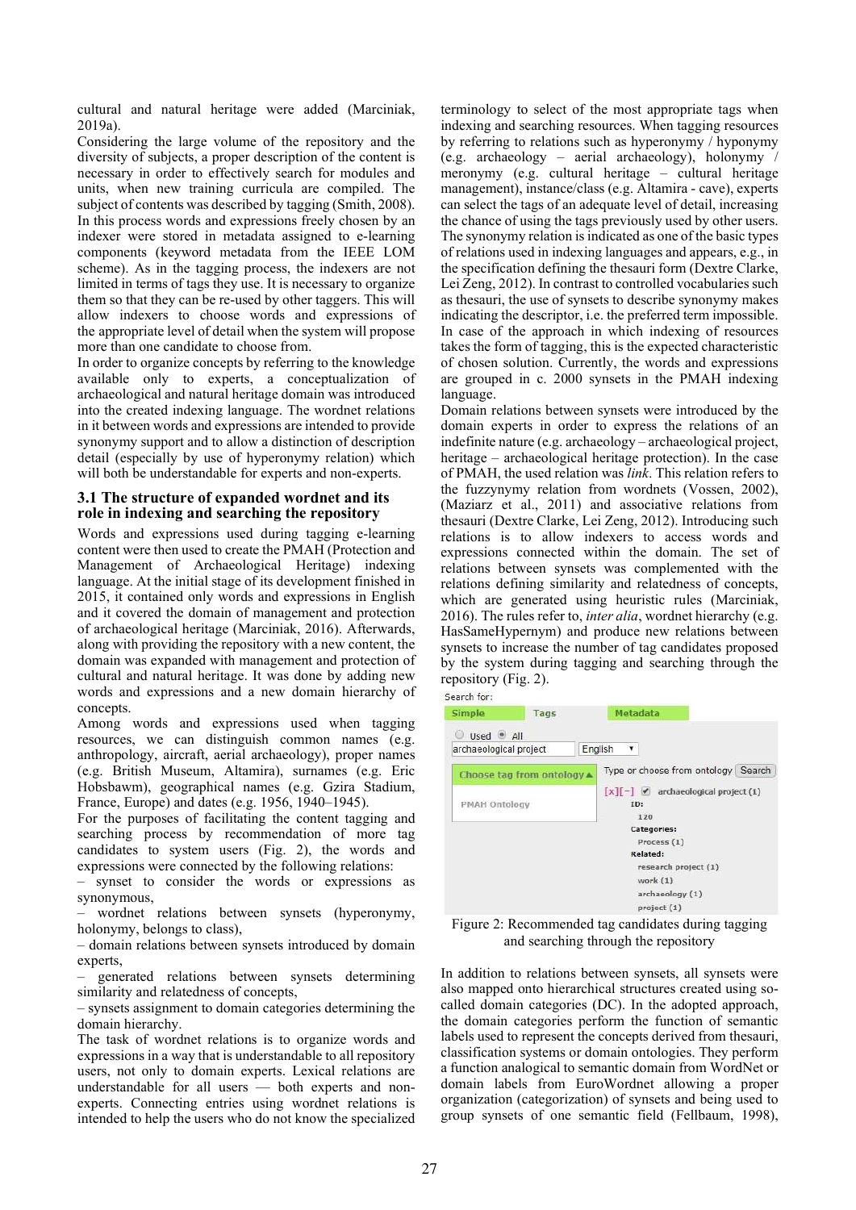cultural and natural heritage were added (Marciniak, 2019a).

Considering the large volume of the repository and the diversity of subjects, a proper description of the content is necessary in order to effectively search for modules and units, when new training curricula are compiled. The subject of contents was described by tagging (Smith, 2008). In this process words and expressions freely chosen by an indexer were stored in metadata assigned to e-learning components (keyword metadata from the IEEE LOM scheme). As in the tagging process, the indexers are not limited in terms of tags they use. It is necessary to organize them so that they can be re-used by other taggers. This will allow indexers to choose words and expressions of the appropriate level of detail when the system will propose more than one candidate to choose from.

In order to organize concepts by referring to the knowledge available only to experts, a conceptualization of archaeological and natural heritage domain was introduced into the created indexing language. The wordnet relations in it between words and expressions are intended to provide synonymy support and to allow a distinction of description detail (especially by use of hyperonymy relation) which will both be understandable for experts and non-experts.

## 3.1 The structure of expanded wordnet and its role in indexing and searching the repository

Words and expressions used during tagging e-learning content were then used to create the PMAH (Protection and Management of Archaeological Heritage) indexing language. At the initial stage of its development finished in 2015, it contained only words and expressions in English and it covered the domain of management and protection of archaeological heritage (Marciniak, 2016). Afterwards, along with providing the repository with a new content, the domain was expanded with management and protection of cultural and natural heritage. It was done by adding new words and expressions and a new domain hierarchy of concepts.

Among words and expressions used when tagging resources, we can distinguish common names (e.g. anthropology, aircraft, aerial archaeology), proper names (e.g. British Museum, Altamira), surnames (e.g. Eric Hobsbawm), geographical names (e.g. Gzira Stadium, France, Europe) and dates (e.g. 1956, 1940–1945).

For the purposes of facilitating the content tagging and searching process by recommendation of more tag candidates to system users (Fig. 2), the words and expressions were connected by the following relations:

– synset to consider the words or expressions as synonymous,
– wordnet relations between synsets (hyperonymy, holonymy, belongs to class),
– domain relations between synsets introduced by domain experts,
– generated relations between synsets determining similarity and relatedness of concepts,
– synsets assignment to domain categories determining the domain hierarchy.

The task of wordnet relations is to organize words and expressions in a way that is understandable to all repository users, not only to domain experts. Lexical relations are understandable for all users — both experts and non-experts. Connecting entries using wordnet relations is intended to help the users who do not know the specialized terminology to select of the most appropriate tags when indexing and searching resources. When tagging resources by referring to relations such as hyperonymy / hyponymy (e.g. archaeology – aerial archaeology), holonymy / meronymy (e.g. cultural heritage – cultural heritage management), instance/class (e.g. Altamira - cave), experts can select the tags of an adequate level of detail, increasing the chance of using the tags previously used by other users. The synonymy relation is indicated as one of the basic types of relations used in indexing languages and appears, e.g., in the specification defining the thesauri form (Dextre Clarke, Lei Zeng, 2012). In contrast to controlled vocabularies such as thesauri, the use of synsets to describe synonymy makes indicating the descriptor, i.e. the preferred term impossible. In case of the approach in which indexing of resources takes the form of tagging, this is the expected characteristic of chosen solution. Currently, the words and expressions are grouped in c. 2000 synsets in the PMAH indexing language.

Domain relations between synsets were introduced by the domain experts in order to express the relations of an indefinite nature (e.g. archaeology – archaeological project, heritage – archaeological heritage protection). In the case of PMAH, the used relation was *link*. This relation refers to the fuzzynymy relation from wordnets (Vossen, 2002), (Maziarz et al., 2011) and associative relations from thesauri (Dextre Clarke, Lei Zeng, 2012). Introducing such relations is to allow indexers to access words and expressions connected within the domain. The set of relations between synsets was complemented with the relations defining similarity and relatedness of concepts, which are generated using heuristic rules (Marciniak, 2016). The rules refer to, *inter alia*, wordnet hierarchy (e.g. HasSameHypernym) and produce new relations between synsets to increase the number of tag candidates proposed by the system during tagging and searching through the repository (Fig. 2).

Figure 2: Recommended tag candidates during tagging and searching through the repository

In addition to relations between synsets, all synsets were also mapped onto hierarchical structures created using so-called domain categories (DC). In the adopted approach, the domain categories perform the function of semantic labels used to represent the concepts derived from thesauri, classification systems or domain ontologies. They perform a function analogical to semantic domain from WordNet or domain labels from EuroWordnet allowing a proper organization (categorization) of synsets and being used to group synsets of one semantic field (Fellbaum, 1998),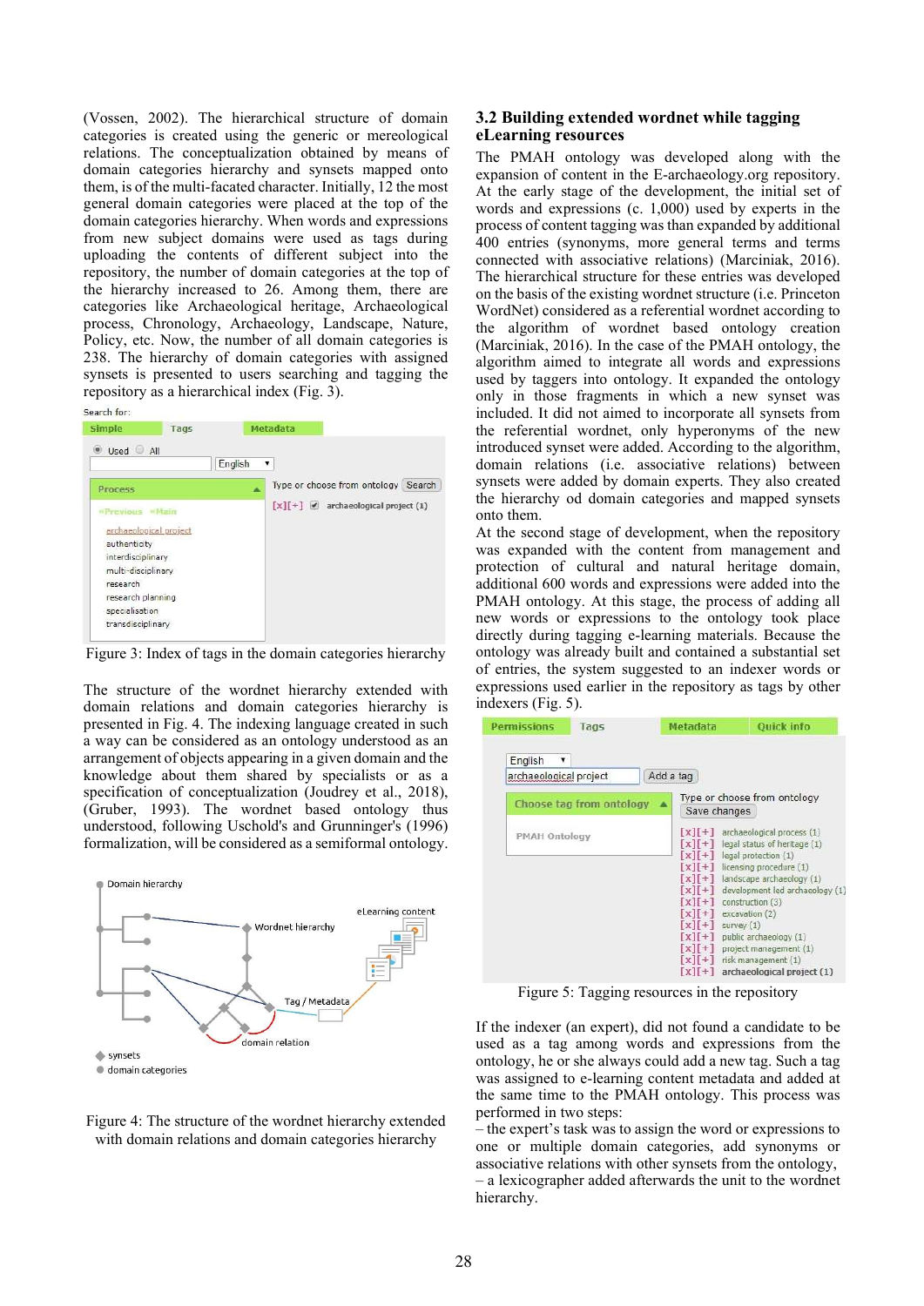(Vossen, 2002). The hierarchical structure of domain categories is created using the generic or mereological relations. The conceptualization obtained by means of domain categories hierarchy and synsets mapped onto them, is of the multi-facated character. Initially, 12 the most general domain categories were placed at the top of the domain categories hierarchy. When words and expressions from new subject domains were used as tags during uploading the contents of different subject into the repository, the number of domain categories at the top of the hierarchy increased to 26. Among them, there are categories like Archaeological heritage, Archaeological process, Chronology, Archaeology, Landscape, Nature, Policy, etc. Now, the number of all domain categories is 238. The hierarchy of domain categories with assigned synsets is presented to users searching and tagging the repository as a hierarchical index (Fig. 3).

Figure 3: Index of tags in the domain categories hierarchy

The structure of the wordnet hierarchy extended with domain relations and domain categories hierarchy is presented in Fig. 4. The indexing language created in such a way can be considered as an ontology understood as an arrangement of objects appearing in a given domain and the knowledge about them shared by specialists or as a specification of conceptualization (Joudrey et al., 2018), (Gruber, 1993). The wordnet based ontology thus understood, following Uschold's and Grunninger's (1996) formalization, will be considered as a semiformal ontology.

Figure 4: The structure of the wordnet hierarchy extended with domain relations and domain categories hierarchy

## 3.2 Building extended wordnet while tagging eLearning resources

The PMAH ontology was developed along with the expansion of content in the E-archaeology.org repository. At the early stage of the development, the initial set of words and expressions (c. 1,000) used by experts in the process of content tagging was than expanded by additional 400 entries (synonyms, more general terms and terms connected with associative relations) (Marciniak, 2016). The hierarchical structure for these entries was developed on the basis of the existing wordnet structure (i.e. Princeton WordNet) considered as a referential wordnet according to the algorithm of wordnet based ontology creation (Marciniak, 2016). In the case of the PMAH ontology, the algorithm aimed to integrate all words and expressions used by taggers into ontology. It expanded the ontology only in those fragments in which a new synset was included. It did not aimed to incorporate all synsets from the referential wordnet, only hyperonyms of the new introduced synset were added. According to the algorithm, domain relations (i.e. associative relations) between synsets were added by domain experts. They also created the hierarchy od domain categories and mapped synsets onto them.

At the second stage of development, when the repository was expanded with the content from management and protection of cultural and natural heritage domain, additional 600 words and expressions were added into the PMAH ontology. At this stage, the process of adding all new words or expressions to the ontology took place directly during tagging e-learning materials. Because the ontology was already built and contained a substantial set of entries, the system suggested to an indexer words or expressions used earlier in the repository as tags by other indexers (Fig. 5).

Figure 5: Tagging resources in the repository

If the indexer (an expert), did not found a candidate to be used as a tag among words and expressions from the ontology, he or she always could add a new tag. Such a tag was assigned to e-learning content metadata and added at the same time to the PMAH ontology. This process was performed in two steps:

– the expert's task was to assign the word or expressions to one or multiple domain categories, add synonyms or associative relations with other synsets from the ontology,

– a lexicographer added afterwards the unit to the wordnet hierarchy.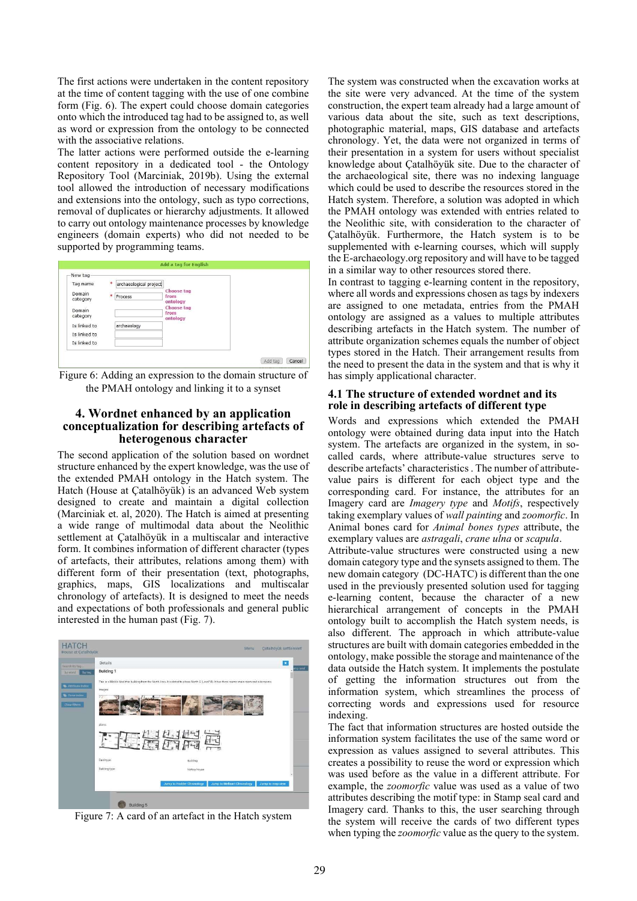The first actions were undertaken in the content repository at the time of content tagging with the use of one combine form (Fig. 6). The expert could choose domain categories onto which the introduced tag had to be assigned to, as well as word or expression from the ontology to be connected with the associative relations.

The latter actions were performed outside the e-learning content repository in a dedicated tool - the Ontology Repository Tool (Marciniak, 2019b). Using the external tool allowed the introduction of necessary modifications and extensions into the ontology, such as typo corrections, removal of duplicates or hierarchy adjustments. It allowed to carry out ontology maintenance processes by knowledge engineers (domain experts) who did not needed to be supported by programming teams.

Figure 6: Adding an expression to the domain structure of the PMAH ontology and linking it to a synset

## 4. Wordnet enhanced by an application conceptualization for describing artefacts of heterogenous character

The second application of the solution based on wordnet structure enhanced by the expert knowledge, was the use of the extended PMAH ontology in the Hatch system. The Hatch (House at Çatalhöyük) is an advanced Web system designed to create and maintain a digital collection (Marciniak et. al, 2020). The Hatch is aimed at presenting a wide range of multimodal data about the Neolithic settlement at Çatalhöyük in a multiscalar and interactive form. It combines information of different character (types of artefacts, their attributes, relations among them) with different form of their presentation (text, photographs, graphics, maps, GIS localizations and multiscalar chronology of artefacts). It is designed to meet the needs and expectations of both professionals and general public interested in the human past (Fig. 7).

Figure 7: A card of an artefact in the Hatch system

The system was constructed when the excavation works at the site were very advanced. At the time of the system construction, the expert team already had a large amount of various data about the site, such as text descriptions, photographic material, maps, GIS database and artefacts chronology. Yet, the data were not organized in terms of their presentation in a system for users without specialist knowledge about Çatalhöyük site. Due to the character of the archaeological site, there was no indexing language which could be used to describe the resources stored in the Hatch system. Therefore, a solution was adopted in which the PMAH ontology was extended with entries related to the Neolithic site, with consideration to the character of Çatalhöyük. Furthermore, the Hatch system is to be supplemented with e-learning courses, which will supply the E-archaeology.org repository and will have to be tagged in a similar way to other resources stored there.

In contrast to tagging e-learning content in the repository, where all words and expressions chosen as tags by indexers are assigned to one metadata, entries from the PMAH ontology are assigned as a values to multiple attributes describing artefacts in the Hatch system. The number of attribute organization schemes equals the number of object types stored in the Hatch. Their arrangement results from the need to present the data in the system and that is why it has simply applicational character.

### 4.1 The structure of extended wordnet and its role in describing artefacts of different type

Words and expressions which extended the PMAH ontology were obtained during data input into the Hatch system. The artefacts are organized in the system, in so-called cards, where attribute-value structures serve to describe artefacts' characteristics . The number of attribute-value pairs is different for each object type and the corresponding card. For instance, the attributes for an Imagery card are *Imagery type* and *Motifs*, respectively taking exemplary values of *wall painting* and *zoomorfic*. In Animal bones card for *Animal bones types* attribute, the exemplary values are *astragali*, *crane ulna* or *scapula*.

Attribute-value structures were constructed using a new domain category type and the synsets assigned to them. The new domain category (DC-HATC) is different than the one used in the previously presented solution used for tagging e-learning content, because the character of a new hierarchical arrangement of concepts in the PMAH ontology built to accomplish the Hatch system needs, is also different. The approach in which attribute-value structures are built with domain categories embedded in the ontology, make possible the storage and maintenance of the data outside the Hatch system. It implements the postulate of getting the information structures out from the information system, which streamlines the process of correcting words and expressions used for resource indexing.

The fact that information structures are hosted outside the information system facilitates the use of the same word or expression as values assigned to several attributes. This creates a possibility to reuse the word or expression which was used before as the value in a different attribute. For example, the *zoomorfic* value was used as a value of two attributes describing the motif type: in Stamp seal card and Imagery card. Thanks to this, the user searching through the system will receive the cards of two different types when typing the *zoomorfic* value as the query to the system.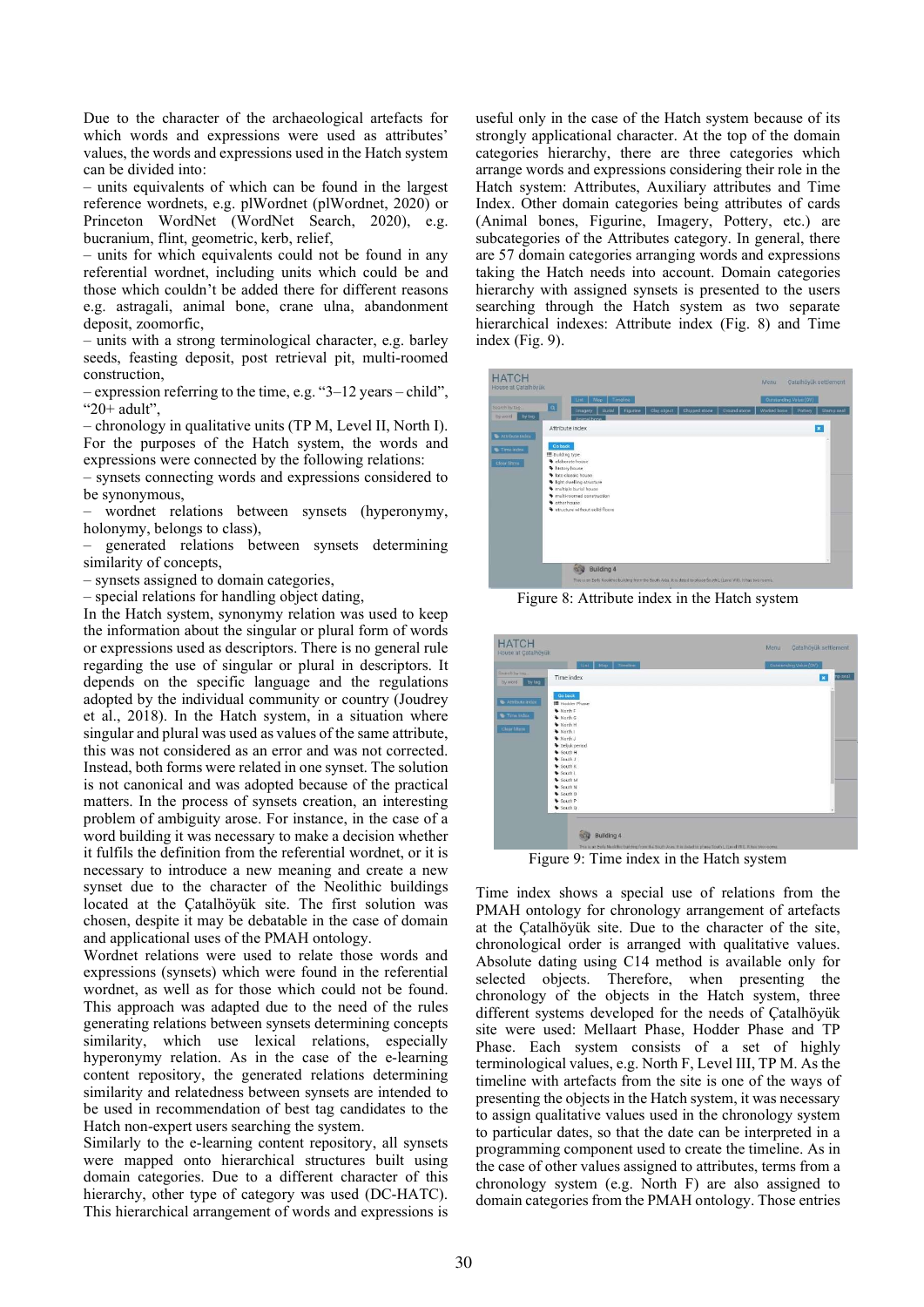Due to the character of the archaeological artefacts for which words and expressions were used as attributes' values, the words and expressions used in the Hatch system can be divided into:

– units equivalents of which can be found in the largest reference wordnets, e.g. plWordnet (plWordnet, 2020) or Princeton WordNet (WordNet Search, 2020), e.g. bucranium, flint, geometric, kerb, relief,

– units for which equivalents could not be found in any referential wordnet, including units which could be and those which couldn't be added there for different reasons e.g. astragali, animal bone, crane ulna, abandonment deposit, zoomorfic,

– units with a strong terminological character, e.g. barley seeds, feasting deposit, post retrieval pit, multi-roomed construction,

– expression referring to the time, e.g. "3–12 years – child", "20+ adult",

– chronology in qualitative units (TP M, Level II, North I).

For the purposes of the Hatch system, the words and expressions were connected by the following relations:

– synsets connecting words and expressions considered to be synonymous,

– wordnet relations between synsets (hyperonymy, holonymy, belongs to class),

– generated relations between synsets determining similarity of concepts,

– synsets assigned to domain categories,

– special relations for handling object dating,

In the Hatch system, synonymy relation was used to keep the information about the singular or plural form of words or expressions used as descriptors. There is no general rule regarding the use of singular or plural in descriptors. It depends on the specific language and the regulations adopted by the individual community or country (Joudrey et al., 2018). In the Hatch system, in a situation where singular and plural was used as values of the same attribute, this was not considered as an error and was not corrected. Instead, both forms were related in one synset. The solution is not canonical and was adopted because of the practical matters. In the process of synsets creation, an interesting problem of ambiguity arose. For instance, in the case of a word building it was necessary to make a decision whether it fulfils the definition from the referential wordnet, or it is necessary to introduce a new meaning and create a new synset due to the character of the Neolithic buildings located at the Çatalhöyük site. The first solution was chosen, despite it may be debatable in the case of domain and applicational uses of the PMAH ontology.

Wordnet relations were used to relate those words and expressions (synsets) which were found in the referential wordnet, as well as for those which could not be found. This approach was adapted due to the need of the rules generating relations between synsets determining concepts similarity, which use lexical relations, especially hyperonymy relation. As in the case of the e-learning content repository, the generated relations determining similarity and relatedness between synsets are intended to be used in recommendation of best tag candidates to the Hatch non-expert users searching the system.

Similarly to the e-learning content repository, all synsets were mapped onto hierarchical structures built using domain categories. Due to a different character of this hierarchy, other type of category was used (DC-HATC). This hierarchical arrangement of words and expressions is useful only in the case of the Hatch system because of its strongly applicational character. At the top of the domain categories hierarchy, there are three categories which arrange words and expressions considering their role in the Hatch system: Attributes, Auxiliary attributes and Time Index. Other domain categories being attributes of cards (Animal bones, Figurine, Imagery, Pottery, etc.) are subcategories of the Attributes category. In general, there are 57 domain categories arranging words and expressions taking the Hatch needs into account. Domain categories hierarchy with assigned synsets is presented to the users searching through the Hatch system as two separate hierarchical indexes: Attribute index (Fig. 8) and Time index (Fig. 9).

Figure 8: Attribute index in the Hatch system

Figure 9: Time index in the Hatch system

Time index shows a special use of relations from the PMAH ontology for chronology arrangement of artefacts at the Çatalhöyük site. Due to the character of the site, chronological order is arranged with qualitative values. Absolute dating using C14 method is available only for selected objects. Therefore, when presenting the chronology of the objects in the Hatch system, three different systems developed for the needs of Çatalhöyük site were used: Mellaart Phase, Hodder Phase and TP Phase. Each system consists of a set of highly terminological values, e.g. North F, Level III, TP M. As the timeline with artefacts from the site is one of the ways of presenting the objects in the Hatch system, it was necessary to assign qualitative values used in the chronology system to particular dates, so that the date can be interpreted in a programming component used to create the timeline. As in the case of other values assigned to attributes, terms from a chronology system (e.g. North F) are also assigned to domain categories from the PMAH ontology. Those entries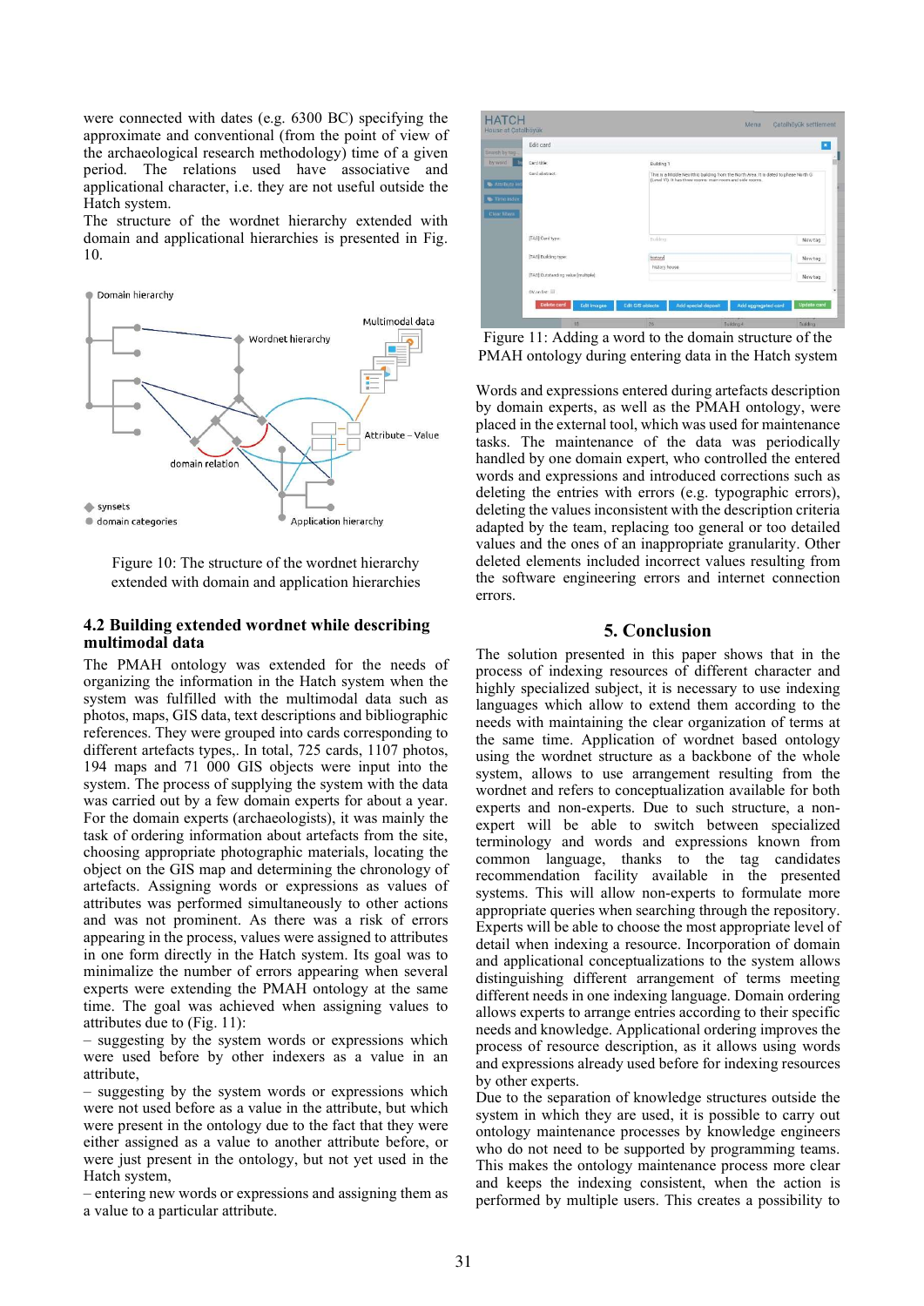were connected with dates (e.g. 6300 BC) specifying the approximate and conventional (from the point of view of the archaeological research methodology) time of a given period. The relations used have associative and applicational character, i.e. they are not useful outside the Hatch system.

The structure of the wordnet hierarchy extended with domain and applicational hierarchies is presented in Fig. 10.

Figure 10: The structure of the wordnet hierarchy extended with domain and application hierarchies

### 4.2 Building extended wordnet while describing multimodal data

The PMAH ontology was extended for the needs of organizing the information in the Hatch system when the system was fulfilled with the multimodal data such as photos, maps, GIS data, text descriptions and bibliographic references. They were grouped into cards corresponding to different artefacts types,. In total, 725 cards, 1107 photos, 194 maps and 71 000 GIS objects were input into the system. The process of supplying the system with the data was carried out by a few domain experts for about a year. For the domain experts (archaeologists), it was mainly the task of ordering information about artefacts from the site, choosing appropriate photographic materials, locating the object on the GIS map and determining the chronology of artefacts. Assigning words or expressions as values of attributes was performed simultaneously to other actions and was not prominent. As there was a risk of errors appearing in the process, values were assigned to attributes in one form directly in the Hatch system. Its goal was to minimalize the number of errors appearing when several experts were extending the PMAH ontology at the same time. The goal was achieved when assigning values to attributes due to (Fig. 11):

– suggesting by the system words or expressions which were used before by other indexers as a value in an attribute,

– suggesting by the system words or expressions which were not used before as a value in the attribute, but which were present in the ontology due to the fact that they were either assigned as a value to another attribute before, or were just present in the ontology, but not yet used in the Hatch system,

– entering new words or expressions and assigning them as a value to a particular attribute.

Figure 11: Adding a word to the domain structure of the PMAH ontology during entering data in the Hatch system

Words and expressions entered during artefacts description by domain experts, as well as the PMAH ontology, were placed in the external tool, which was used for maintenance tasks. The maintenance of the data was periodically handled by one domain expert, who controlled the entered words and expressions and introduced corrections such as deleting the entries with errors (e.g. typographic errors), deleting the values inconsistent with the description criteria adapted by the team, replacing too general or too detailed values and the ones of an inappropriate granularity. Other deleted elements included incorrect values resulting from the software engineering errors and internet connection errors.

## 5. Conclusion

The solution presented in this paper shows that in the process of indexing resources of different character and highly specialized subject, it is necessary to use indexing languages which allow to extend them according to the needs with maintaining the clear organization of terms at the same time. Application of wordnet based ontology using the wordnet structure as a backbone of the whole system, allows to use arrangement resulting from the wordnet and refers to conceptualization available for both experts and non-experts. Due to such structure, a non-expert will be able to switch between specialized terminology and words and expressions known from common language, thanks to the tag candidates recommendation facility available in the presented systems. This will allow non-experts to formulate more appropriate queries when searching through the repository. Experts will be able to choose the most appropriate level of detail when indexing a resource. Incorporation of domain and applicational conceptualizations to the system allows distinguishing different arrangement of terms meeting different needs in one indexing language. Domain ordering allows experts to arrange entries according to their specific needs and knowledge. Applicational ordering improves the process of resource description, as it allows using words and expressions already used before for indexing resources by other experts.

Due to the separation of knowledge structures outside the system in which they are used, it is possible to carry out ontology maintenance processes by knowledge engineers who do not need to be supported by programming teams. This makes the ontology maintenance process more clear and keeps the indexing consistent, when the action is performed by multiple users. This creates a possibility to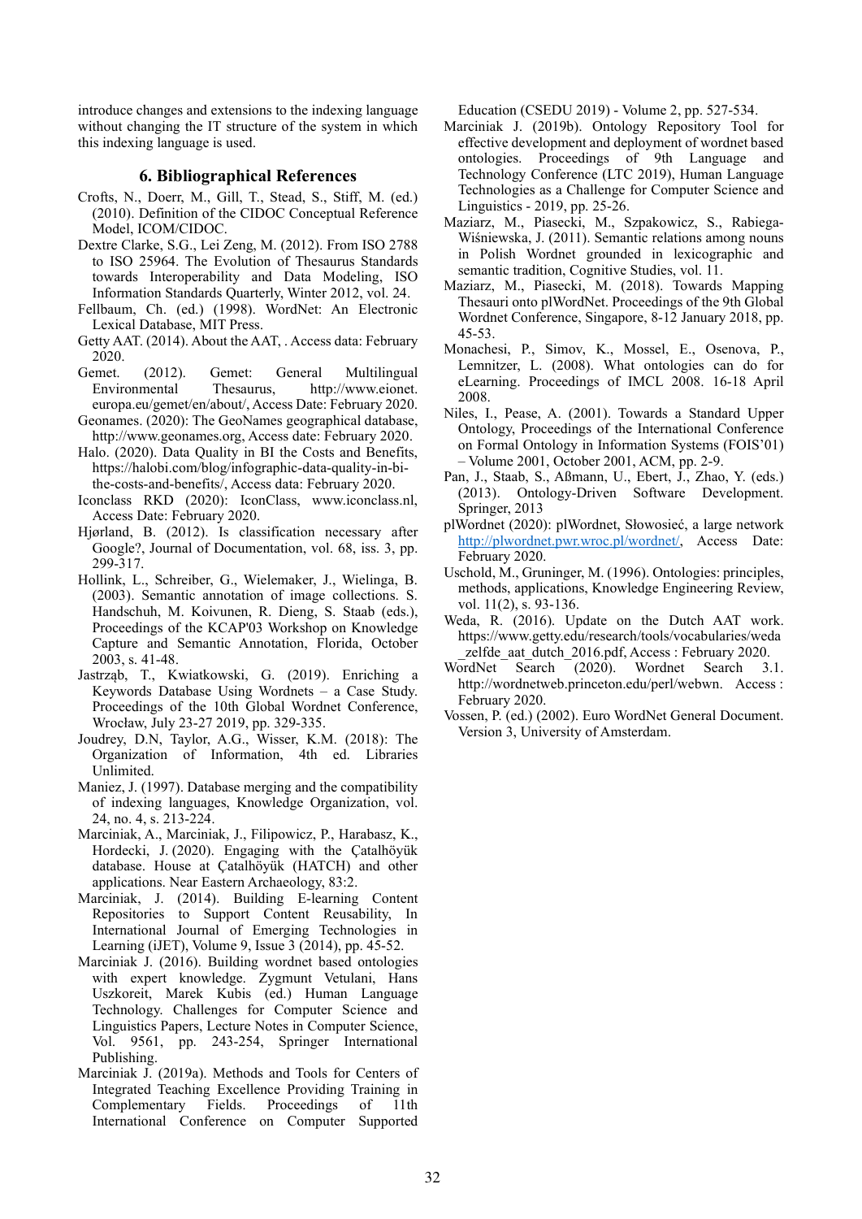introduce changes and extensions to the indexing language without changing the IT structure of the system in which this indexing language is used.

## 6. Bibliographical References

Crofts, N., Doerr, M., Gill, T., Stead, S., Stiff, M. (ed.) (2010). Definition of the CIDOC Conceptual Reference Model, ICOM/CIDOC.

Dextre Clarke, S.G., Lei Zeng, M. (2012). From ISO 2788 to ISO 25964. The Evolution of Thesaurus Standards towards Interoperability and Data Modeling, ISO Information Standards Quarterly, Winter 2012, vol. 24.

Fellbaum, Ch. (ed.) (1998). WordNet: An Electronic Lexical Database, MIT Press.

Getty AAT. (2014). About the AAT, . Access data: February 2020.

Gemet. (2012). Gemet: General Multilingual Environmental Thesaurus, http://www.eionet.europa.eu/gemet/en/about/, Access Date: February 2020.

Geonames. (2020): The GeoNames geographical database, http://www.geonames.org, Access date: February 2020.

Halo. (2020). Data Quality in BI the Costs and Benefits, https://halobi.com/blog/infographic-data-quality-in-bi-the-costs-and-benefits/, Access data: February 2020.

Iconclass RKD (2020): IconClass, www.iconclass.nl, Access Date: February 2020.

Hjørland, B. (2012). Is classification necessary after Google?, Journal of Documentation, vol. 68, iss. 3, pp. 299-317.

Hollink, L., Schreiber, G., Wielemaker, J., Wielinga, B. (2003). Semantic annotation of image collections. S. Handschuh, M. Koivunen, R. Dieng, S. Staab (eds.), Proceedings of the KCAP'03 Workshop on Knowledge Capture and Semantic Annotation, Florida, October 2003, s. 41-48.

Jastrząb, T., Kwiatkowski, G. (2019). Enriching a Keywords Database Using Wordnets – a Case Study. Proceedings of the 10th Global Wordnet Conference, Wrocław, July 23-27 2019, pp. 329-335.

Joudrey, D.N, Taylor, A.G., Wisser, K.M. (2018): The Organization of Information, 4th ed. Libraries Unlimited.

Maniez, J. (1997). Database merging and the compatibility of indexing languages, Knowledge Organization, vol. 24, no. 4, s. 213-224.

Marciniak, A., Marciniak, J., Filipowicz, P., Harabasz, K., Hordecki, J. (2020). Engaging with the Çatalhöyük database. House at Çatalhöyük (HATCH) and other applications. Near Eastern Archaeology, 83:2.

Marciniak, J. (2014). Building E-learning Content Repositories to Support Content Reusability, In International Journal of Emerging Technologies in Learning (iJET), Volume 9, Issue 3 (2014), pp. 45-52.

Marciniak J. (2016). Building wordnet based ontologies with expert knowledge. Zygmunt Vetulani, Hans Uszkoreit, Marek Kubis (ed.) Human Language Technology. Challenges for Computer Science and Linguistics Papers, Lecture Notes in Computer Science, Vol. 9561, pp. 243-254, Springer International Publishing.

Marciniak J. (2019a). Methods and Tools for Centers of Integrated Teaching Excellence Providing Training in Complementary Fields. Proceedings of 11th International Conference on Computer Supported Education (CSEDU 2019) - Volume 2, pp. 527-534.

Marciniak J. (2019b). Ontology Repository Tool for effective development and deployment of wordnet based ontologies. Proceedings of 9th Language and Technology Conference (LTC 2019), Human Language Technologies as a Challenge for Computer Science and Linguistics - 2019, pp. 25-26.

Maziarz, M., Piasecki, M., Szpakowicz, S., Rabiega-Wiśniewska, J. (2011). Semantic relations among nouns in Polish Wordnet grounded in lexicographic and semantic tradition, Cognitive Studies, vol. 11.

Maziarz, M., Piasecki, M. (2018). Towards Mapping Thesauri onto plWordNet. Proceedings of the 9th Global Wordnet Conference, Singapore, 8-12 January 2018, pp. 45-53.

Monachesi, P., Simov, K., Mossel, E., Osenova, P., Lemnitzer, L. (2008). What ontologies can do for eLearning. Proceedings of IMCL 2008. 16-18 April 2008.

Niles, I., Pease, A. (2001). Towards a Standard Upper Ontology, Proceedings of the International Conference on Formal Ontology in Information Systems (FOIS'01) – Volume 2001, October 2001, ACM, pp. 2-9.

Pan, J., Staab, S., Aßmann, U., Ebert, J., Zhao, Y. (eds.) (2013). Ontology-Driven Software Development. Springer, 2013

plWordnet (2020): plWordnet, Słowosieć, a large network http://plwordnet.pwr.wroc.pl/wordnet/, Access Date: February 2020.

Uschold, M., Gruninger, M. (1996). Ontologies: principles, methods, applications, Knowledge Engineering Review, vol. 11(2), s. 93-136.

Weda, R. (2016). Update on the Dutch AAT work. https://www.getty.edu/research/tools/vocabularies/weda_zelfde_aat_dutch_2016.pdf, Access : February 2020.

WordNet Search (2020). Wordnet Search 3.1. http://wordnetweb.princeton.edu/perl/webwn. Access : February 2020.

Vossen, P. (ed.) (2002). Euro WordNet General Document. Version 3, University of Amsterdam.